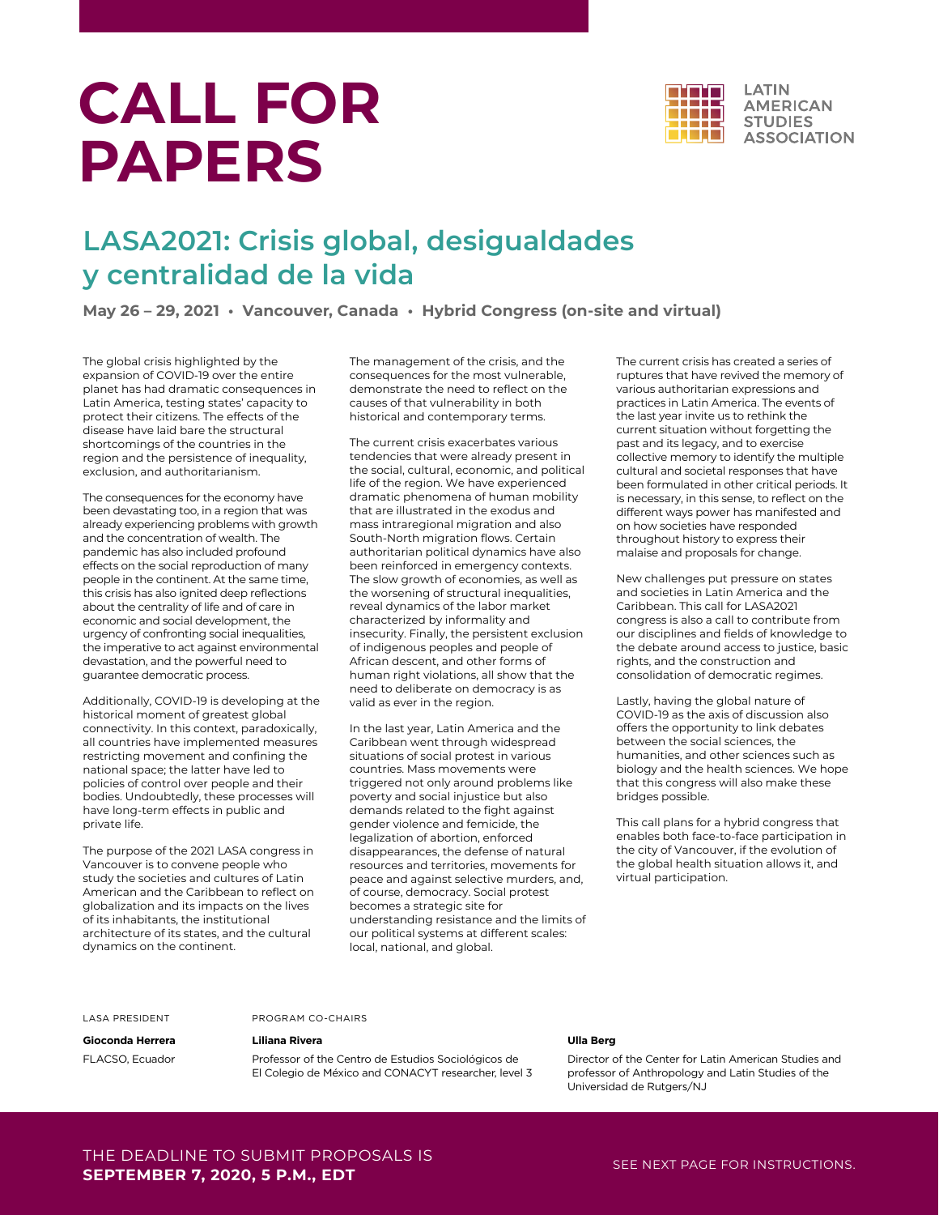# CALL FOR PAPERS

LATIN AMERICAN STUDIES ASSOCIATION

## LASA2021: Crisis global, desigualdades y centralidad de la vida

**May 26 – 29, 2021 • Vancouver, Canada • Hybrid Congress (on-site and virtual)**

The global crisis highlighted by the expansion of COVID-19 over the entire planet has had dramatic consequences in Latin America, testing states' capacity to protect their citizens. The effects of the disease have laid bare the structural shortcomings of the countries in the region and the persistence of inequality, exclusion, and authoritarianism.

The consequences for the economy have been devastating too, in a region that was already experiencing problems with growth and the concentration of wealth. The pandemic has also included profound effects on the social reproduction of many people in the continent. At the same time, this crisis has also ignited deep reflections about the centrality of life and of care in economic and social development, the urgency of confronting social inequalities, the imperative to act against environmental devastation, and the powerful need to guarantee democratic process.

Additionally, COVID-19 is developing at the historical moment of greatest global connectivity. In this context, paradoxically, all countries have implemented measures restricting movement and confining the national space; the latter have led to policies of control over people and their bodies. Undoubtedly, these processes will have long-term effects in public and private life.

The purpose of the 2021 LASA congress in Vancouver is to convene people who study the societies and cultures of Latin American and the Caribbean to reflect on globalization and its impacts on the lives of its inhabitants, the institutional architecture of its states, and the cultural dynamics on the continent.

The management of the crisis, and the consequences for the most vulnerable, demonstrate the need to reflect on the causes of that vulnerability in both historical and contemporary terms.

The current crisis exacerbates various tendencies that were already present in the social, cultural, economic, and political life of the region. We have experienced dramatic phenomena of human mobility that are illustrated in the exodus and mass intraregional migration and also South-North migration flows. Certain authoritarian political dynamics have also been reinforced in emergency contexts. The slow growth of economies, as well as the worsening of structural inequalities, reveal dynamics of the labor market characterized by informality and insecurity. Finally, the persistent exclusion of indigenous peoples and people of African descent, and other forms of human right violations, all show that the need to deliberate on democracy is as valid as ever in the region.

In the last year, Latin America and the Caribbean went through widespread situations of social protest in various countries. Mass movements were triggered not only around problems like poverty and social injustice but also demands related to the fight against gender violence and femicide, the legalization of abortion, enforced disappearances, the defense of natural resources and territories, movements for peace and against selective murders, and, of course, democracy. Social protest becomes a strategic site for understanding resistance and the limits of our political systems at different scales: local, national, and global.

The current crisis has created a series of ruptures that have revived the memory of various authoritarian expressions and practices in Latin America. The events of the last year invite us to rethink the current situation without forgetting the past and its legacy, and to exercise collective memory to identify the multiple cultural and societal responses that have been formulated in other critical periods. It is necessary, in this sense, to reflect on the different ways power has manifested and on how societies have responded throughout history to express their malaise and proposals for change.

New challenges put pressure on states and societies in Latin America and the Caribbean. This call for LASA2021 congress is also a call to contribute from our disciplines and fields of knowledge to the debate around access to justice, basic rights, and the construction and consolidation of democratic regimes.

Lastly, having the global nature of COVID-19 as the axis of discussion also offers the opportunity to link debates between the social sciences, the humanities, and other sciences such as biology and the health sciences. We hope that this congress will also make these bridges possible.

This call plans for a hybrid congress that enables both face-to-face participation in the city of Vancouver, if the evolution of the global health situation allows it, and virtual participation.

LASA PRESIDENT

**Gioconda Herrera**
FLACSO, Ecuador

PROGRAM CO-CHAIRS

**Liliana Rivera**
Professor of the Centro de Estudios Sociológicos de El Colegio de México and CONACYT researcher, level 3

**Ulla Berg**
Director of the Center for Latin American Studies and professor of Anthropology and Latin Studies of the Universidad de Rutgers/NJ

THE DEADLINE TO SUBMIT PROPOSALS IS
**SEPTEMBER 7, 2020, 5 P.M., EDT**

SEE NEXT PAGE FOR INSTRUCTIONS.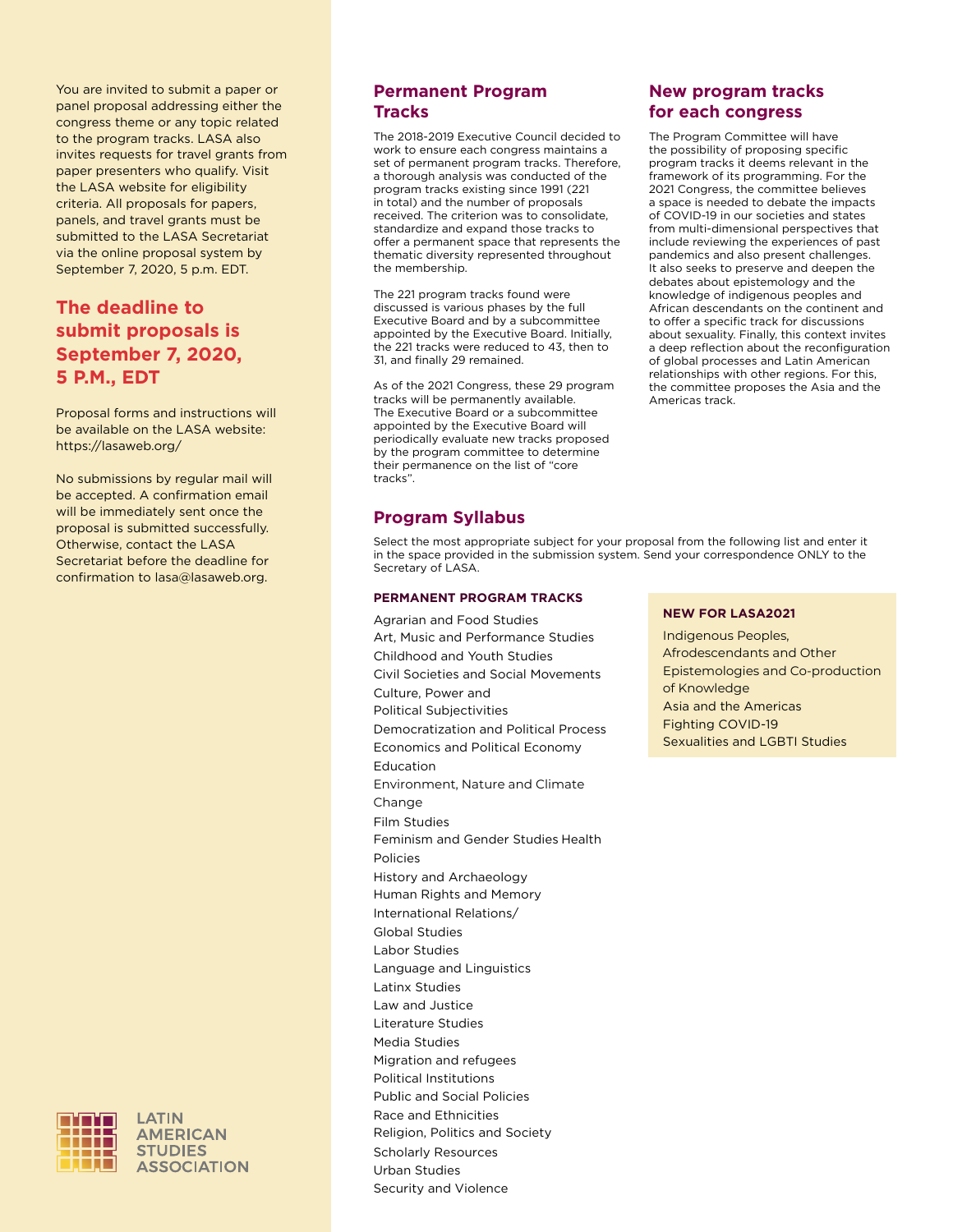You are invited to submit a paper or panel proposal addressing either the congress theme or any topic related to the program tracks. LASA also invites requests for travel grants from paper presenters who qualify. Visit the LASA website for eligibility criteria. All proposals for papers, panels, and travel grants must be submitted to the LASA Secretariat via the online proposal system by September 7, 2020, 5 p.m. EDT.

## The deadline to submit proposals is September 7, 2020, 5 P.M., EDT

Proposal forms and instructions will be available on the LASA website: https://lasaweb.org/

No submissions by regular mail will be accepted. A confirmation email will be immediately sent once the proposal is submitted successfully. Otherwise, contact the LASA Secretariat before the deadline for confirmation to lasa@lasaweb.org.

LATIN AMERICAN STUDIES ASSOCIATION

## Permanent Program Tracks

The 2018-2019 Executive Council decided to work to ensure each congress maintains a set of permanent program tracks. Therefore, a thorough analysis was conducted of the program tracks existing since 1991 (221 in total) and the number of proposals received. The criterion was to consolidate, standardize and expand those tracks to offer a permanent space that represents the thematic diversity represented throughout the membership.

The 221 program tracks found were discussed is various phases by the full Executive Board and by a subcommittee appointed by the Executive Board. Initially, the 221 tracks were reduced to 43, then to 31, and finally 29 remained.

As of the 2021 Congress, these 29 program tracks will be permanently available. The Executive Board or a subcommittee appointed by the Executive Board will periodically evaluate new tracks proposed by the program committee to determine their permanence on the list of "core tracks".

## New program tracks for each congress

The Program Committee will have the possibility of proposing specific program tracks it deems relevant in the framework of its programming. For the 2021 Congress, the committee believes a space is needed to debate the impacts of COVID-19 in our societies and states from multi-dimensional perspectives that include reviewing the experiences of past pandemics and also present challenges. It also seeks to preserve and deepen the debates about epistemology and the knowledge of indigenous peoples and African descendants on the continent and to offer a specific track for discussions about sexuality. Finally, this context invites a deep reflection about the reconfiguration of global processes and Latin American relationships with other regions. For this, the committee proposes the Asia and the Americas track.

## Program Syllabus

Select the most appropriate subject for your proposal from the following list and enter it in the space provided in the submission system. Send your correspondence ONLY to the Secretary of LASA.

**PERMANENT PROGRAM TRACKS**

Agrarian and Food Studies
Art, Music and Performance Studies
Childhood and Youth Studies
Civil Societies and Social Movements
Culture, Power and Political Subjectivities
Democratization and Political Process
Economics and Political Economy
Education
Environment, Nature and Climate Change
Film Studies
Feminism and Gender Studies Health Policies
History and Archaeology
Human Rights and Memory
International Relations/ Global Studies
Labor Studies
Language and Linguistics
Latinx Studies
Law and Justice
Literature Studies
Media Studies
Migration and refugees
Political Institutions
Public and Social Policies
Race and Ethnicities
Religion, Politics and Society
Scholarly Resources
Urban Studies
Security and Violence

**NEW FOR LASA2021**

Indigenous Peoples, Afrodescendants and Other Epistemologies and Co-production of Knowledge
Asia and the Americas
Fighting COVID-19
Sexualities and LGBTI Studies